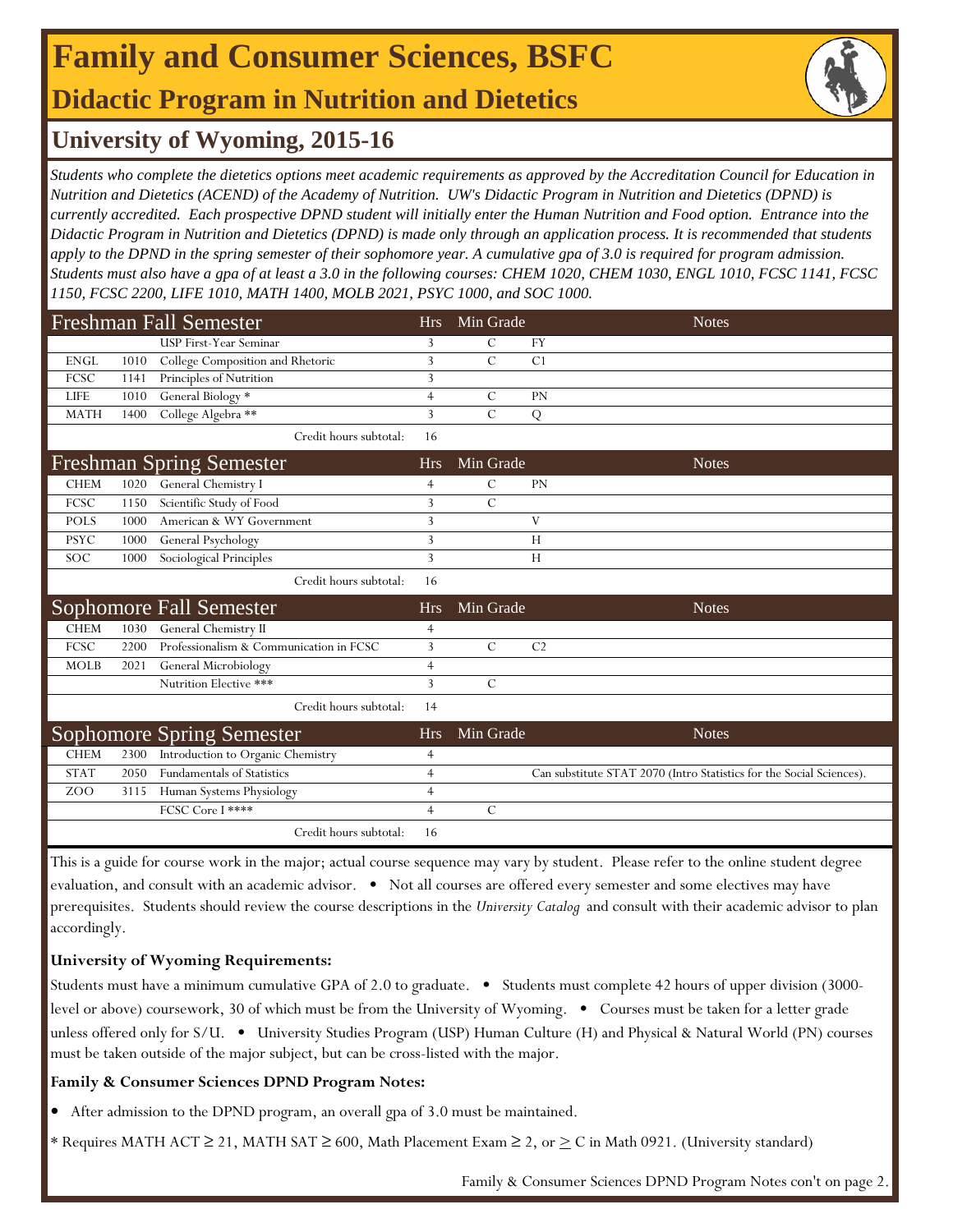# Family and Consumer Sciences, BSFC

## Didactic Program in Nutrition and Dietetics

## University of Wyoming, 2015-16

*Students who complete the dietetics options meet academic requirements as approved by the Accreditation Council for Education in Nutrition and Dietetics (ACEND) of the Academy of Nutrition. UW's Didactic Program in Nutrition and Dietetics (DPND) is currently accredited. Each prospective DPND student will initially enter the Human Nutrition and Food option. Entrance into the Didactic Program in Nutrition and Dietetics (DPND) is made only through an application process. It is recommended that students apply to the DPND in the spring semester of their sophomore year. A cumulative gpa of 3.0 is required for program admission. Students must also have a gpa of at least a 3.0 in the following courses: CHEM 1020, CHEM 1030, ENGL 1010, FCSC 1141, FCSC 1150, FCSC 2200, LIFE 1010, MATH 1400, MOLB 2021, PSYC 1000, and SOC 1000.*

| Freshman Fall Semester | | | Hrs | Min Grade | | Notes |
|---|---|---|---|---|---|---|
| | | USP First-Year Seminar | 3 | C | FY | |
| ENGL | 1010 | College Composition and Rhetoric | 3 | C | C1 | |
| FCSC | 1141 | Principles of Nutrition | 3 | | | |
| LIFE | 1010 | General Biology * | 4 | C | PN | |
| MATH | 1400 | College Algebra ** | 3 | C | Q | |
| | | Credit hours subtotal: | 16 | | | |

| Freshman Spring Semester | | | Hrs | Min Grade | | Notes |
|---|---|---|---|---|---|---|
| CHEM | 1020 | General Chemistry I | 4 | C | PN | |
| FCSC | 1150 | Scientific Study of Food | 3 | C | | |
| POLS | 1000 | American & WY Government | 3 | | V | |
| PSYC | 1000 | General Psychology | 3 | | H | |
| SOC | 1000 | Sociological Principles | 3 | | H | |
| | | Credit hours subtotal: | 16 | | | |

| Sophomore Fall Semester | | | Hrs | Min Grade | | Notes |
|---|---|---|---|---|---|---|
| CHEM | 1030 | General Chemistry II | 4 | | | |
| FCSC | 2200 | Professionalism & Communication in FCSC | 3 | C | C2 | |
| MOLB | 2021 | General Microbiology | 4 | | | |
| | | Nutrition Elective *** | 3 | C | | |
| | | Credit hours subtotal: | 14 | | | |

| Sophomore Spring Semester | | | Hrs | Min Grade | | Notes |
|---|---|---|---|---|---|---|
| CHEM | 2300 | Introduction to Organic Chemistry | 4 | | | |
| STAT | 2050 | Fundamentals of Statistics | 4 | | | Can substitute STAT 2070 (Intro Statistics for the Social Sciences). |
| ZOO | 3115 | Human Systems Physiology | 4 | | | |
| | | FCSC Core I **** | 4 | C | | |
| | | Credit hours subtotal: | 16 | | | |

This is a guide for course work in the major; actual course sequence may vary by student. Please refer to the online student degree evaluation, and consult with an academic advisor. • Not all courses are offered every semester and some electives may have prerequisites. Students should review the course descriptions in the *University Catalog* and consult with their academic advisor to plan accordingly.

**University of Wyoming Requirements:**

Students must have a minimum cumulative GPA of 2.0 to graduate. • Students must complete 42 hours of upper division (3000-level or above) coursework, 30 of which must be from the University of Wyoming. • Courses must be taken for a letter grade unless offered only for S/U. • University Studies Program (USP) Human Culture (H) and Physical & Natural World (PN) courses must be taken outside of the major subject, but can be cross-listed with the major.

**Family & Consumer Sciences DPND Program Notes:**

- After admission to the DPND program, an overall gpa of 3.0 must be maintained.

* Requires MATH ACT ≥ 21, MATH SAT ≥ 600, Math Placement Exam ≥ 2, or ≥ C in Math 0921. (University standard)

Family & Consumer Sciences DPND Program Notes con't on page 2.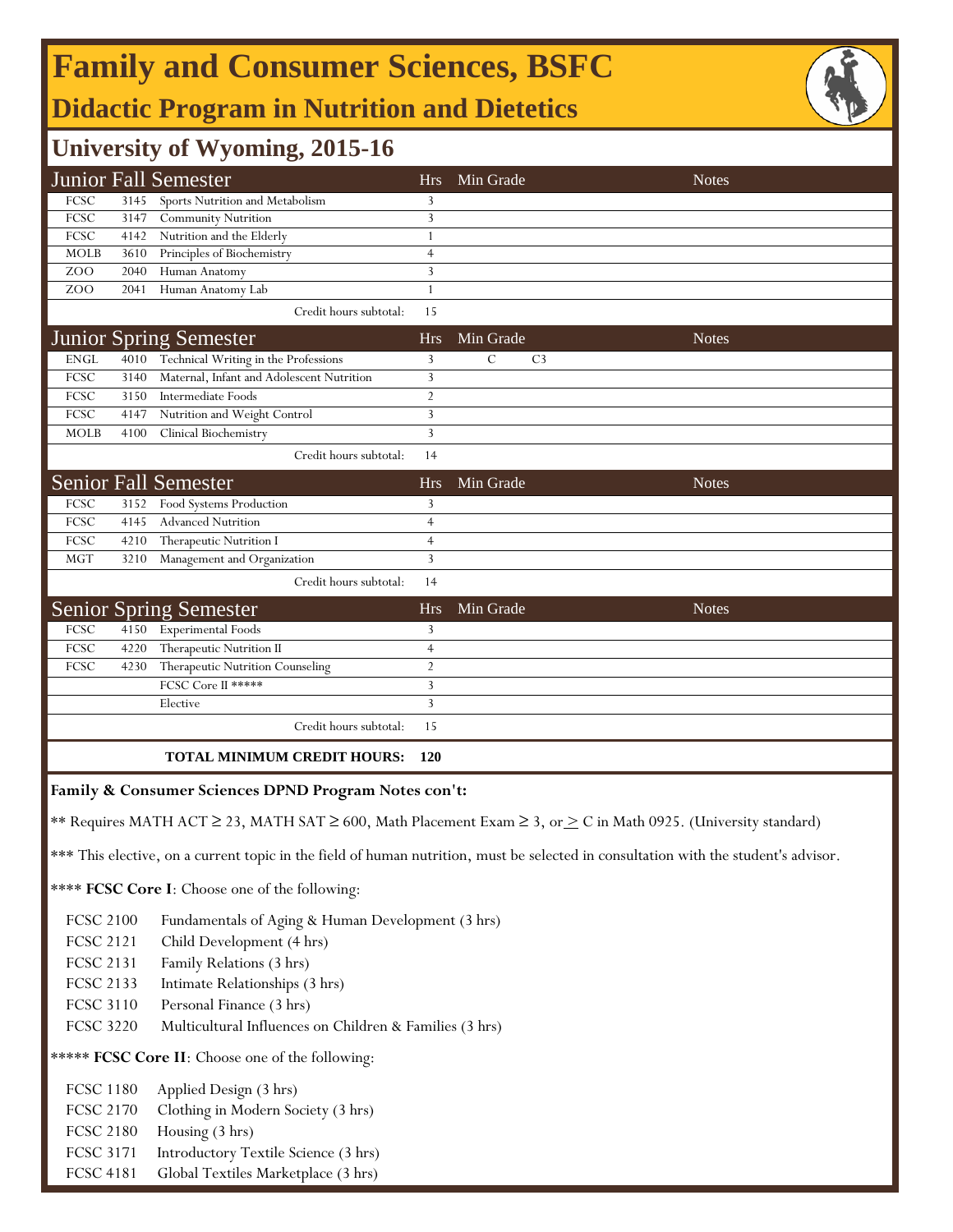# Family and Consumer Sciences, BSFC

## Didactic Program in Nutrition and Dietetics

### University of Wyoming, 2015-16

| Junior Fall Semester | | | Hrs | Min Grade | | Notes |
|---|---|---|---|---|---|---|
| FCSC | 3145 | Sports Nutrition and Metabolism | 3 | | | |
| FCSC | 3147 | Community Nutrition | 3 | | | |
| FCSC | 4142 | Nutrition and the Elderly | 1 | | | |
| MOLB | 3610 | Principles of Biochemistry | 4 | | | |
| ZOO | 2040 | Human Anatomy | 3 | | | |
| ZOO | 2041 | Human Anatomy Lab | 1 | | | |
| | | Credit hours subtotal: | 15 | | | |

| Junior Spring Semester | | | Hrs | Min Grade | | Notes |
|---|---|---|---|---|---|---|
| ENGL | 4010 | Technical Writing in the Professions | 3 | C | C3 | |
| FCSC | 3140 | Maternal, Infant and Adolescent Nutrition | 3 | | | |
| FCSC | 3150 | Intermediate Foods | 2 | | | |
| FCSC | 4147 | Nutrition and Weight Control | 3 | | | |
| MOLB | 4100 | Clinical Biochemistry | 3 | | | |
| | | Credit hours subtotal: | 14 | | | |

| Senior Fall Semester | | | Hrs | Min Grade | | Notes |
|---|---|---|---|---|---|---|
| FCSC | 3152 | Food Systems Production | 3 | | | |
| FCSC | 4145 | Advanced Nutrition | 4 | | | |
| FCSC | 4210 | Therapeutic Nutrition I | 4 | | | |
| MGT | 3210 | Management and Organization | 3 | | | |
| | | Credit hours subtotal: | 14 | | | |

| Senior Spring Semester | | | Hrs | Min Grade | | Notes |
|---|---|---|---|---|---|---|
| FCSC | 4150 | Experimental Foods | 3 | | | |
| FCSC | 4220 | Therapeutic Nutrition II | 4 | | | |
| FCSC | 4230 | Therapeutic Nutrition Counseling | 2 | | | |
| | | FCSC Core II ***** | 3 | | | |
| | | Elective | 3 | | | |
| | | Credit hours subtotal: | 15 | | | |

**TOTAL MINIMUM CREDIT HOURS: 120**

**Family & Consumer Sciences DPND Program Notes con't:**

** Requires MATH ACT ≥ 23, MATH SAT ≥ 600, Math Placement Exam ≥ 3, or ≥ C in Math 0925. (University standard)

*** This elective, on a current topic in the field of human nutrition, must be selected in consultation with the student's advisor.

**** **FCSC Core I**: Choose one of the following:

- FCSC 2100 Fundamentals of Aging & Human Development (3 hrs)
- FCSC 2121 Child Development (4 hrs)
- FCSC 2131 Family Relations (3 hrs)
- FCSC 2133 Intimate Relationships (3 hrs)
- FCSC 3110 Personal Finance (3 hrs)
- FCSC 3220 Multicultural Influences on Children & Families (3 hrs)

***** **FCSC Core II**: Choose one of the following:

- FCSC 1180 Applied Design (3 hrs)
- FCSC 2170 Clothing in Modern Society (3 hrs)
- FCSC 2180 Housing (3 hrs)
- FCSC 3171 Introductory Textile Science (3 hrs)
- FCSC 4181 Global Textiles Marketplace (3 hrs)